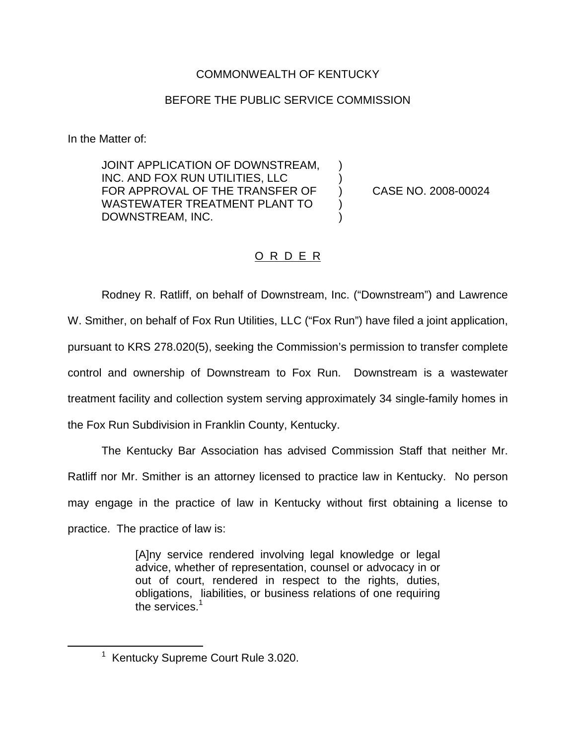COMMONWEALTH OF KENTUCKY

BEFORE THE PUBLIC SERVICE COMMISSION

In the Matter of:

JOINT APPLICATION OF DOWNSTREAM, INC. AND FOX RUN UTILITIES, LLC FOR APPROVAL OF THE TRANSFER OF WASTEWATER TREATMENT PLANT TO DOWNSTREAM, INC. ) CASE NO. 2008-00024

O R D E R

Rodney R. Ratliff, on behalf of Downstream, Inc. ("Downstream") and Lawrence W. Smither, on behalf of Fox Run Utilities, LLC ("Fox Run") have filed a joint application, pursuant to KRS 278.020(5), seeking the Commission's permission to transfer complete control and ownership of Downstream to Fox Run. Downstream is a wastewater treatment facility and collection system serving approximately 34 single-family homes in the Fox Run Subdivision in Franklin County, Kentucky.

The Kentucky Bar Association has advised Commission Staff that neither Mr. Ratliff nor Mr. Smither is an attorney licensed to practice law in Kentucky. No person may engage in the practice of law in Kentucky without first obtaining a license to practice. The practice of law is:

> [A]ny service rendered involving legal knowledge or legal advice, whether of representation, counsel or advocacy in or out of court, rendered in respect to the rights, duties, obligations, liabilities, or business relations of one requiring the services.[1]

[1] Kentucky Supreme Court Rule 3.020.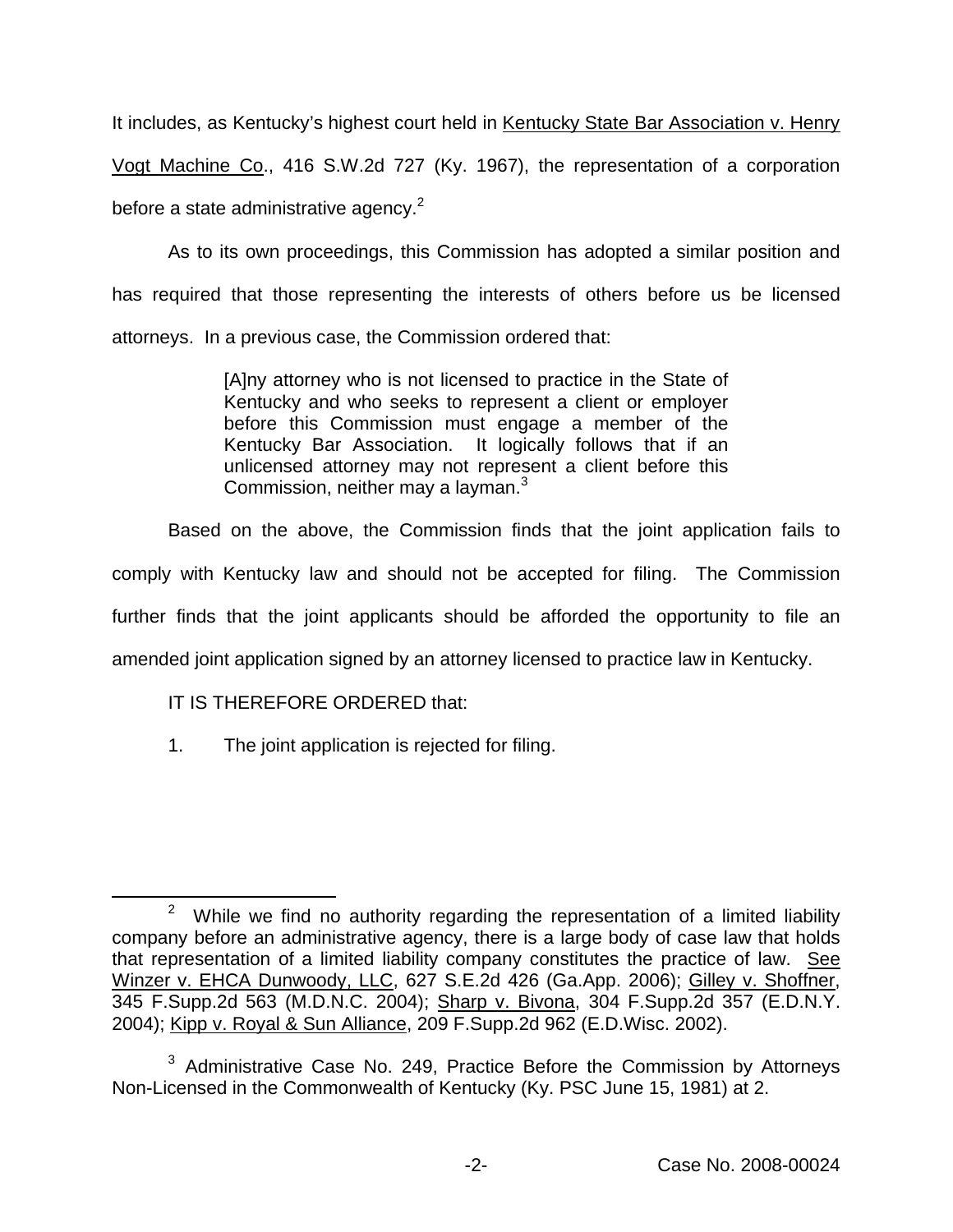It includes, as Kentucky's highest court held in Kentucky State Bar Association v. Henry Vogt Machine Co., 416 S.W.2d 727 (Ky. 1967), the representation of a corporation before a state administrative agency.[2]

As to its own proceedings, this Commission has adopted a similar position and has required that those representing the interests of others before us be licensed attorneys. In a previous case, the Commission ordered that:

> [A]ny attorney who is not licensed to practice in the State of Kentucky and who seeks to represent a client or employer before this Commission must engage a member of the Kentucky Bar Association. It logically follows that if an unlicensed attorney may not represent a client before this Commission, neither may a layman.[3]

Based on the above, the Commission finds that the joint application fails to comply with Kentucky law and should not be accepted for filing. The Commission further finds that the joint applicants should be afforded the opportunity to file an amended joint application signed by an attorney licensed to practice law in Kentucky.

IT IS THEREFORE ORDERED that:

1. The joint application is rejected for filing.

---

[2] While we find no authority regarding the representation of a limited liability company before an administrative agency, there is a large body of case law that holds that representation of a limited liability company constitutes the practice of law. See Winzer v. EHCA Dunwoody, LLC, 627 S.E.2d 426 (Ga.App. 2006); Gilley v. Shoffner, 345 F.Supp.2d 563 (M.D.N.C. 2004); Sharp v. Bivona, 304 F.Supp.2d 357 (E.D.N.Y. 2004); Kipp v. Royal & Sun Alliance, 209 F.Supp.2d 962 (E.D.Wisc. 2002).

[3] Administrative Case No. 249, Practice Before the Commission by Attorneys Non-Licensed in the Commonwealth of Kentucky (Ky. PSC June 15, 1981) at 2.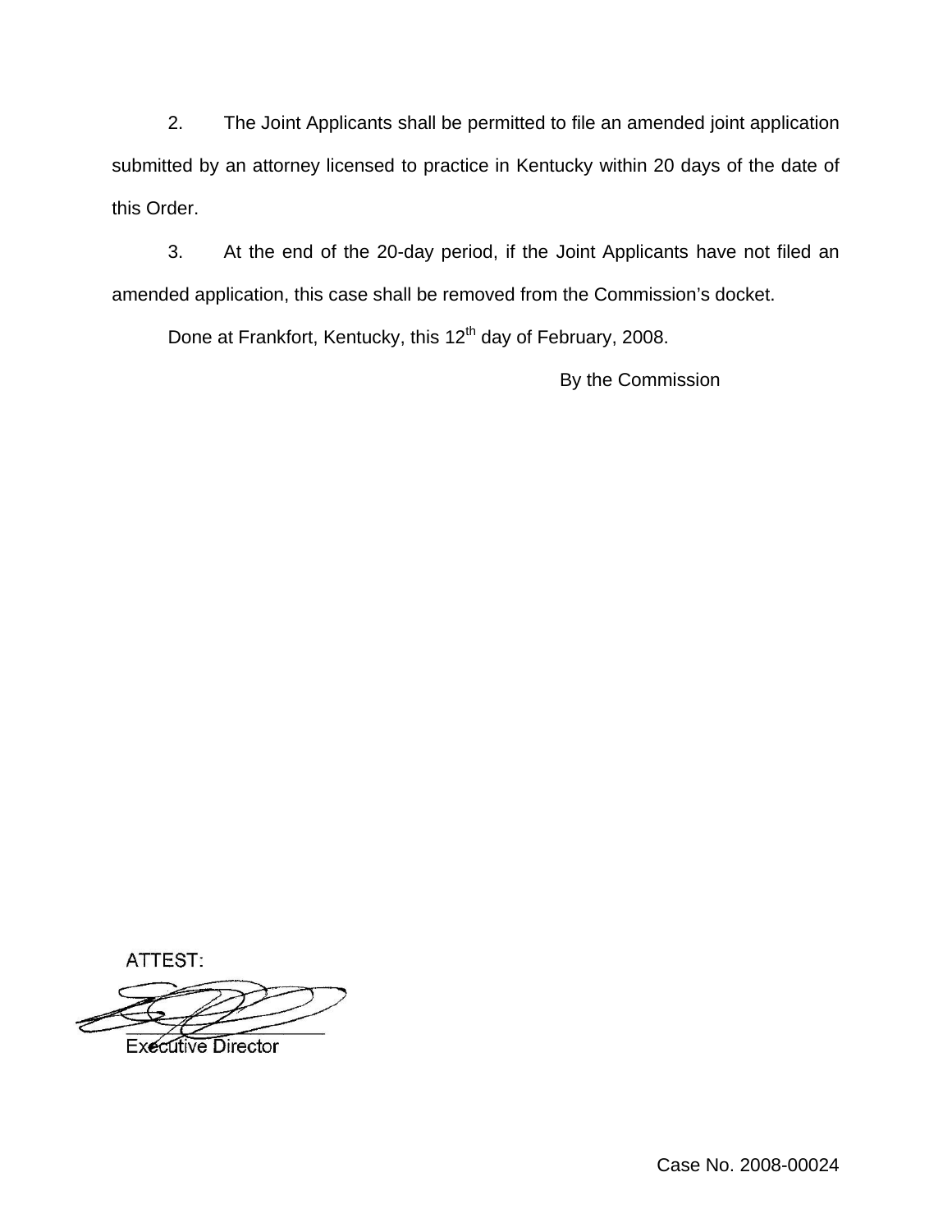2. The Joint Applicants shall be permitted to file an amended joint application submitted by an attorney licensed to practice in Kentucky within 20 days of the date of this Order.

3. At the end of the 20-day period, if the Joint Applicants have not filed an amended application, this case shall be removed from the Commission's docket.

Done at Frankfort, Kentucky, this 12th day of February, 2008.

By the Commission

ATTEST:

Executive Director

Case No. 2008-00024